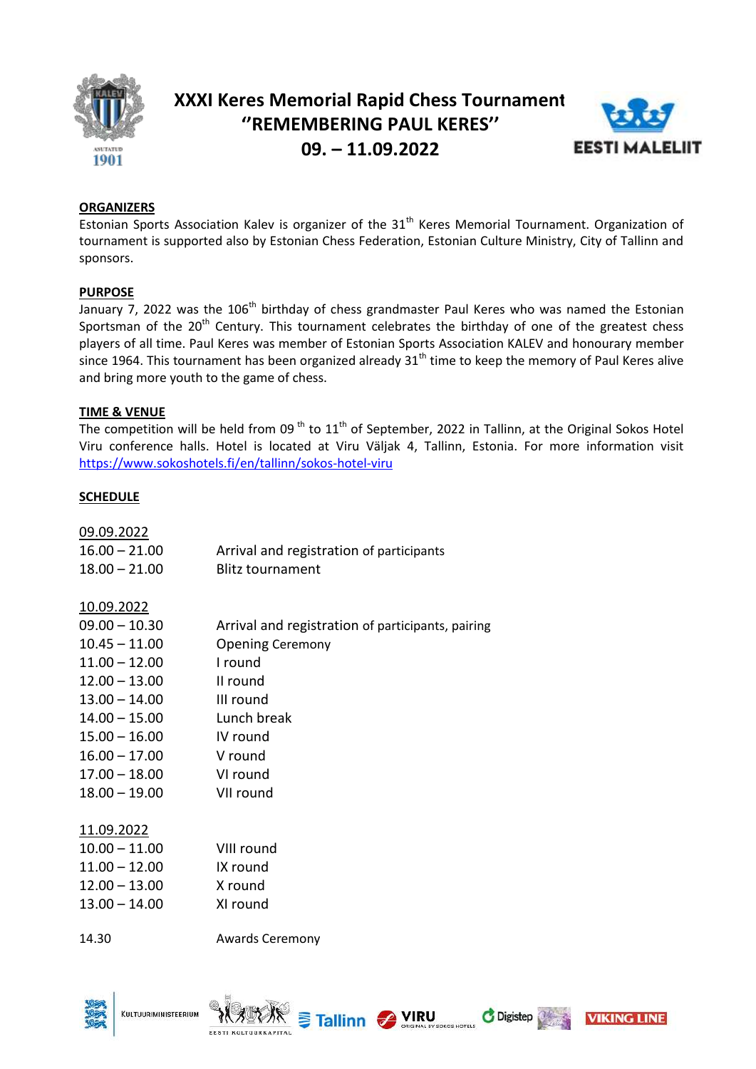# XXXI Keres Memorial Rapid Chess Tournament
## "REMEMBERING PAUL KERES"
## 09. – 11.09.2022

**ORGANIZERS**

Estonian Sports Association Kalev is organizer of the 31[th] Keres Memorial Tournament. Organization of tournament is supported also by Estonian Chess Federation, Estonian Culture Ministry, City of Tallinn and sponsors.

**PURPOSE**

January 7, 2022 was the 106[th] birthday of chess grandmaster Paul Keres who was named the Estonian Sportsman of the 20[th] Century. This tournament celebrates the birthday of one of the greatest chess players of all time. Paul Keres was member of Estonian Sports Association KALEV and honourary member since 1964. This tournament has been organized already 31[th] time to keep the memory of Paul Keres alive and bring more youth to the game of chess.

**TIME & VENUE**

The competition will be held from 09[th] to 11[th] of September, 2022 in Tallinn, at the Original Sokos Hotel Viru conference halls. Hotel is located at Viru Väljak 4, Tallinn, Estonia. For more information visit https://www.sokoshotels.fi/en/tallinn/sokos-hotel-viru

**SCHEDULE**

09.09.2022

| | |
|---|---|
| 16.00 – 21.00 | Arrival and registration of participants |
| 18.00 – 21.00 | Blitz tournament |

10.09.2022

| | |
|---|---|
| 09.00 – 10.30 | Arrival and registration of participants, pairing |
| 10.45 – 11.00 | Opening Ceremony |
| 11.00 – 12.00 | I round |
| 12.00 – 13.00 | II round |
| 13.00 – 14.00 | III round |
| 14.00 – 15.00 | Lunch break |
| 15.00 – 16.00 | IV round |
| 16.00 – 17.00 | V round |
| 17.00 – 18.00 | VI round |
| 18.00 – 19.00 | VII round |

11.09.2022

| | |
|---|---|
| 10.00 – 11.00 | VIII round |
| 11.00 – 12.00 | IX round |
| 12.00 – 13.00 | X round |
| 13.00 – 14.00 | XI round |
| 14.30 | Awards Ceremony |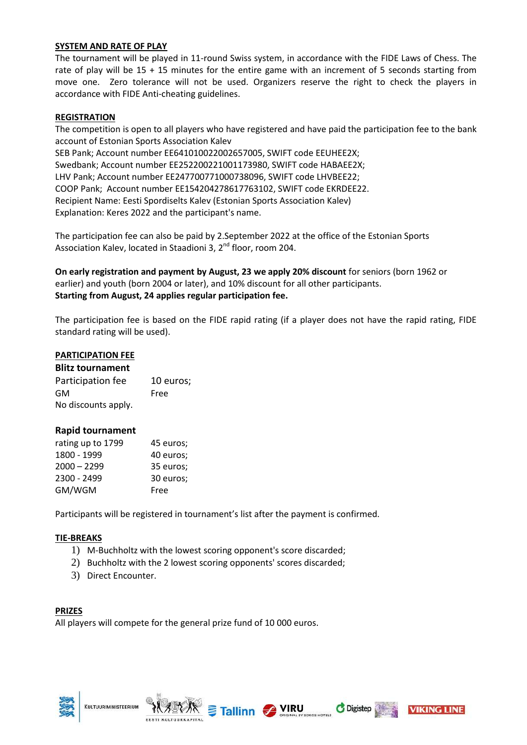## SYSTEM AND RATE OF PLAY

The tournament will be played in 11-round Swiss system, in accordance with the FIDE Laws of Chess. The rate of play will be 15 + 15 minutes for the entire game with an increment of 5 seconds starting from move one. Zero tolerance will not be used. Organizers reserve the right to check the players in accordance with FIDE Anti-cheating guidelines.

## REGISTRATION

The competition is open to all players who have registered and have paid the participation fee to the bank account of Estonian Sports Association Kalev
SEB Pank; Account number EE641010022002657005, SWIFT code EEUHEE2X;
Swedbank; Account number EE252200221001173980, SWIFT code HABAEE2X;
LHV Pank; Account number EE247700771000738096, SWIFT code LHVBEE22;
COOP Pank; Account number EE154204278617763102, SWIFT code EKRDEE22.
Recipient Name: Eesti Spordiselts Kalev (Estonian Sports Association Kalev)
Explanation: Keres 2022 and the participant's name.

The participation fee can also be paid by 2.September 2022 at the office of the Estonian Sports Association Kalev, located in Staadioni 3, 2nd floor, room 204.

**On early registration and payment by August, 23 we apply 20% discount** for seniors (born 1962 or earlier) and youth (born 2004 or later), and 10% discount for all other participants.
**Starting from August, 24 applies regular participation fee.**

The participation fee is based on the FIDE rapid rating (if a player does not have the rapid rating, FIDE standard rating will be used).

## PARTICIPATION FEE

### Blitz tournament

| | |
|---|---|
| Participation fee | 10 euros; |
| GM | Free |

No discounts apply.

### Rapid tournament

| | |
|---|---|
| rating up to 1799 | 45 euros; |
| 1800 - 1999 | 40 euros; |
| 2000 – 2299 | 35 euros; |
| 2300 - 2499 | 30 euros; |
| GM/WGM | Free |

Participants will be registered in tournament's list after the payment is confirmed.

## TIE-BREAKS

1) M-Buchholtz with the lowest scoring opponent's score discarded;
2) Buchholtz with the 2 lowest scoring opponents' scores discarded;
3) Direct Encounter.

## PRIZES

All players will compete for the general prize fund of 10 000 euros.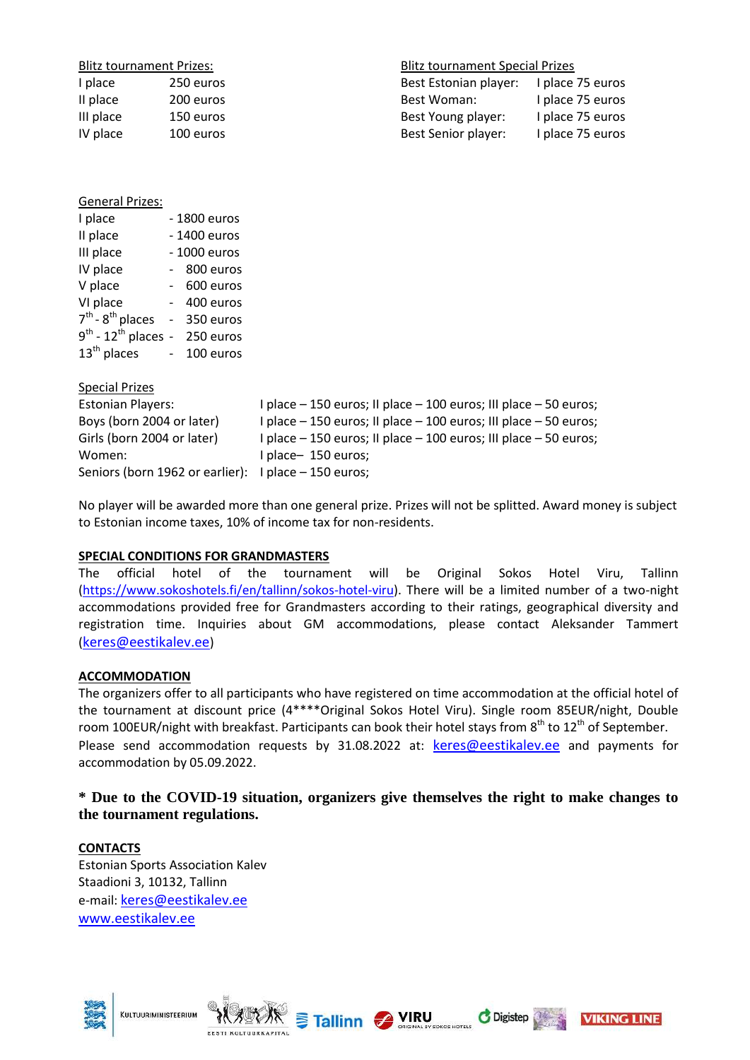Blitz tournament Prizes:

| | |
|---|---|
| I place | 250 euros |
| II place | 200 euros |
| III place | 150 euros |
| IV place | 100 euros |

Blitz tournament Special Prizes

| | |
|---|---|
| Best Estonian player: | I place 75 euros |
| Best Woman: | I place 75 euros |
| Best Young player: | I place 75 euros |
| Best Senior player: | I place 75 euros |

General Prizes:

| | |
|---|---|
| I place | - 1800 euros |
| II place | - 1400 euros |
| III place | - 1000 euros |
| IV place | - 800 euros |
| V place | - 600 euros |
| VI place | - 400 euros |
| 7th - 8th places | - 350 euros |
| 9th - 12th places | - 250 euros |
| 13th places | - 100 euros |

Special Prizes

| | |
|---|---|
| Estonian Players: | I place – 150 euros; II place – 100 euros; III place – 50 euros; |
| Boys (born 2004 or later) | I place – 150 euros; II place – 100 euros; III place – 50 euros; |
| Girls (born 2004 or later) | I place – 150 euros; II place – 100 euros; III place – 50 euros; |
| Women: | I place– 150 euros; |
| Seniors (born 1962 or earlier): | I place – 150 euros; |

No player will be awarded more than one general prize. Prizes will not be splitted. Award money is subject to Estonian income taxes, 10% of income tax for non-residents.

## SPECIAL CONDITIONS FOR GRANDMASTERS

The official hotel of the tournament will be Original Sokos Hotel Viru, Tallinn (https://www.sokoshotels.fi/en/tallinn/sokos-hotel-viru). There will be a limited number of a two-night accommodations provided free for Grandmasters according to their ratings, geographical diversity and registration time. Inquiries about GM accommodations, please contact Aleksander Tammert (keres@eestikalev.ee)

## ACCOMMODATION

The organizers offer to all participants who have registered on time accommodation at the official hotel of the tournament at discount price (4****Original Sokos Hotel Viru). Single room 85EUR/night, Double room 100EUR/night with breakfast. Participants can book their hotel stays from 8th to 12th of September.

Please send accommodation requests by 31.08.2022 at: keres@eestikalev.ee and payments for accommodation by 05.09.2022.

**\* Due to the COVID-19 situation, organizers give themselves the right to make changes to the tournament regulations.**

## CONTACTS

Estonian Sports Association Kalev
Staadioni 3, 10132, Tallinn
e-mail: keres@eestikalev.ee
www.eestikalev.ee

KULTUURIMINISTEERIUM · EESTI KULTUURKAPITAL · Tallinn · VIRU ORIGINAL BY SOKOS HOTELS · Digistep · VIKING LINE